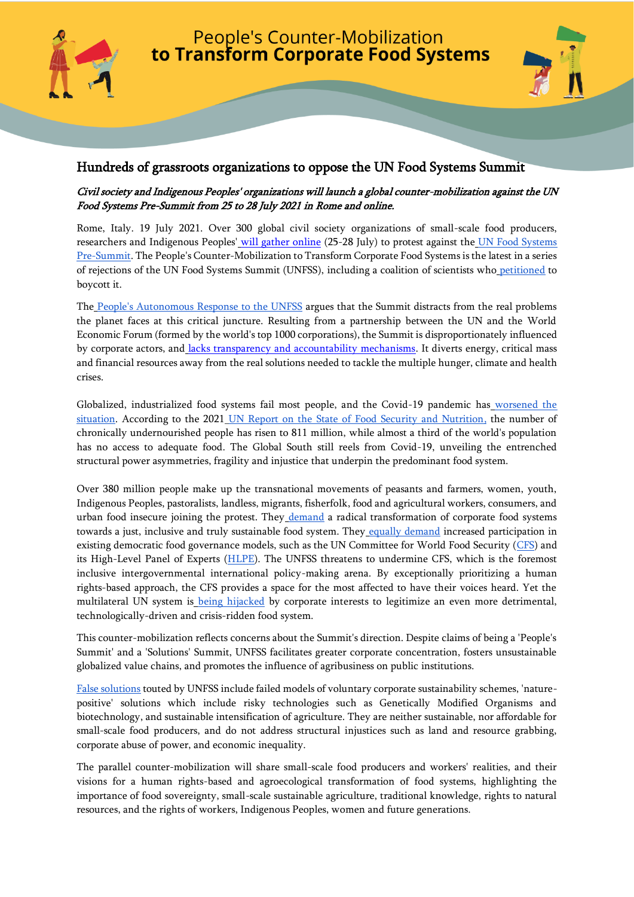# People's Counter-Mobilization to Transform Corporate Food Systems

## Hundreds of grassroots organizations to oppose the UN Food Systems Summit

*Civil society and Indigenous Peoples' organizations will launch a global counter-mobilization against the UN Food Systems Pre-Summit from 25 to 28 July 2021 in Rome and online.*

Rome, Italy. 19 July 2021. Over 300 global civil society organizations of small-scale food producers, researchers and Indigenous Peoples' will gather online (25-28 July) to protest against the UN Food Systems Pre-Summit. The People's Counter-Mobilization to Transform Corporate Food Systems is the latest in a series of rejections of the UN Food Systems Summit (UNFSS), including a coalition of scientists who petitioned to boycott it.

The People's Autonomous Response to the UNFSS argues that the Summit distracts from the real problems the planet faces at this critical juncture. Resulting from a partnership between the UN and the World Economic Forum (formed by the world's top 1000 corporations), the Summit is disproportionately influenced by corporate actors, and lacks transparency and accountability mechanisms. It diverts energy, critical mass and financial resources away from the real solutions needed to tackle the multiple hunger, climate and health crises.

Globalized, industrialized food systems fail most people, and the Covid-19 pandemic has worsened the situation. According to the 2021 UN Report on the State of Food Security and Nutrition, the number of chronically undernourished people has risen to 811 million, while almost a third of the world's population has no access to adequate food. The Global South still reels from Covid-19, unveiling the entrenched structural power asymmetries, fragility and injustice that underpin the predominant food system.

Over 380 million people make up the transnational movements of peasants and farmers, women, youth, Indigenous Peoples, pastoralists, landless, migrants, fisherfolk, food and agricultural workers, consumers, and urban food insecure joining the protest. They demand a radical transformation of corporate food systems towards a just, inclusive and truly sustainable food system. They equally demand increased participation in existing democratic food governance models, such as the UN Committee for World Food Security (CFS) and its High-Level Panel of Experts (HLPE). The UNFSS threatens to undermine CFS, which is the foremost inclusive intergovernmental international policy-making arena. By exceptionally prioritizing a human rights-based approach, the CFS provides a space for the most affected to have their voices heard. Yet the multilateral UN system is being hijacked by corporate interests to legitimize an even more detrimental, technologically-driven and crisis-ridden food system.

This counter-mobilization reflects concerns about the Summit's direction. Despite claims of being a 'People's Summit' and a 'Solutions' Summit, UNFSS facilitates greater corporate concentration, fosters unsustainable globalized value chains, and promotes the influence of agribusiness on public institutions.

False solutions touted by UNFSS include failed models of voluntary corporate sustainability schemes, 'nature-positive' solutions which include risky technologies such as Genetically Modified Organisms and biotechnology, and sustainable intensification of agriculture. They are neither sustainable, nor affordable for small-scale food producers, and do not address structural injustices such as land and resource grabbing, corporate abuse of power, and economic inequality.

The parallel counter-mobilization will share small-scale food producers and workers' realities, and their visions for a human rights-based and agroecological transformation of food systems, highlighting the importance of food sovereignty, small-scale sustainable agriculture, traditional knowledge, rights to natural resources, and the rights of workers, Indigenous Peoples, women and future generations.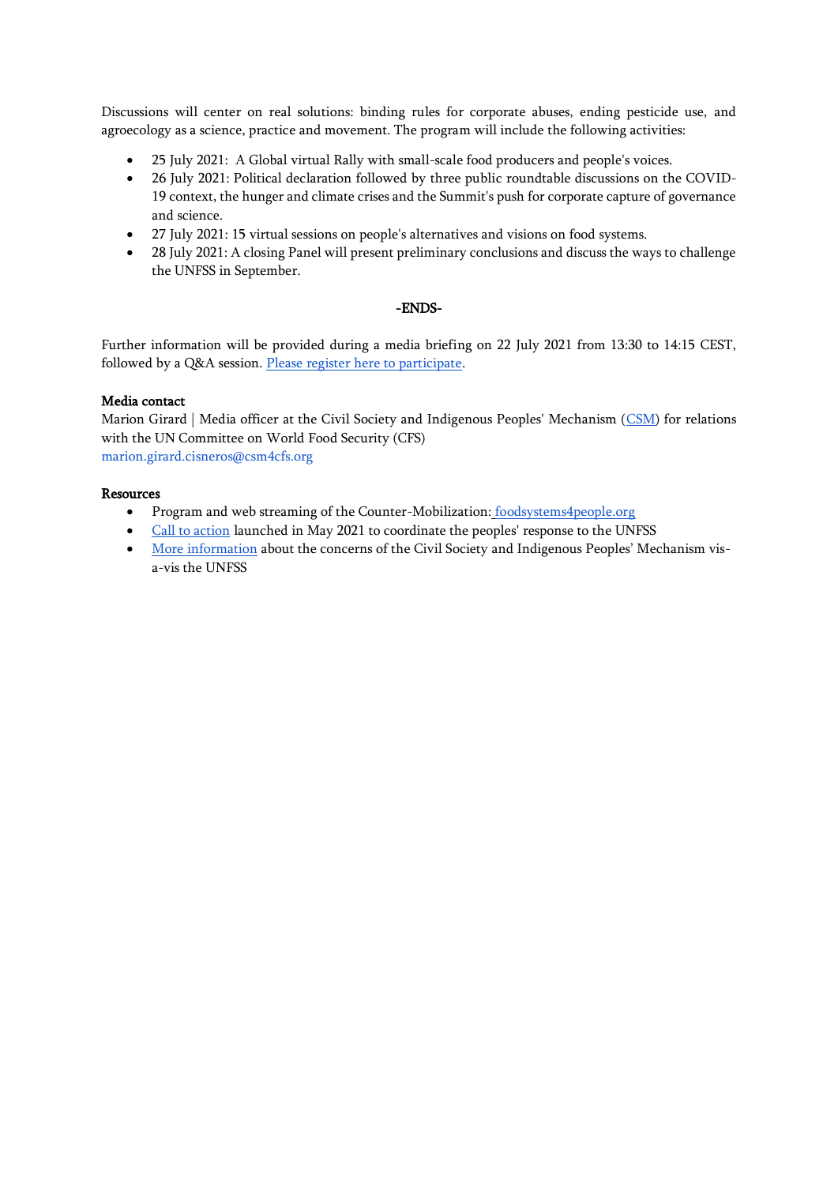Discussions will center on real solutions: binding rules for corporate abuses, ending pesticide use, and agroecology as a science, practice and movement. The program will include the following activities:

- 25 July 2021: A Global virtual Rally with small-scale food producers and people's voices.
- 26 July 2021: Political declaration followed by three public roundtable discussions on the COVID-19 context, the hunger and climate crises and the Summit's push for corporate capture of governance and science.
- 27 July 2021: 15 virtual sessions on people's alternatives and visions on food systems.
- 28 July 2021: A closing Panel will present preliminary conclusions and discuss the ways to challenge the UNFSS in September.

**-ENDS-**

Further information will be provided during a media briefing on 22 July 2021 from 13:30 to 14:15 CEST, followed by a Q&A session. Please register here to participate.

**Media contact**

Marion Girard | Media officer at the Civil Society and Indigenous Peoples' Mechanism (CSM) for relations with the UN Committee on World Food Security (CFS)
marion.girard.cisneros@csm4cfs.org

**Resources**

- Program and web streaming of the Counter-Mobilization: foodsystems4people.org
- Call to action launched in May 2021 to coordinate the peoples' response to the UNFSS
- More information about the concerns of the Civil Society and Indigenous Peoples' Mechanism vis-a-vis the UNFSS